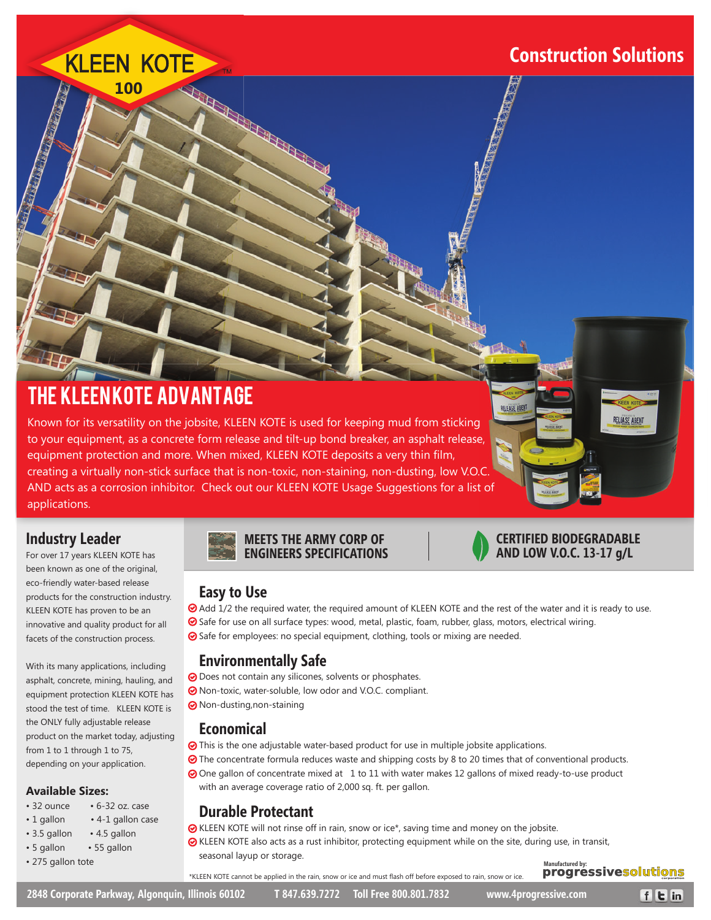# KLEEN KOTE 100

## Construction Solutions

## THE KLEEN KOTE ADVANTAGE

Known for its versatility on the jobsite, KLEEN KOTE is used for keeping mud from sticking to your equipment, as a concrete form release and tilt-up bond breaker, an asphalt release, equipment protection and more. When mixed, KLEEN KOTE deposits a very thin film, creating a virtually non-stick surface that is non-toxic, non-staining, non-dusting, low V.O.C. AND acts as a corrosion inhibitor. Check out our KLEEN KOTE Usage Suggestions for a list of applications.

## Industry Leader

For over 17 years KLEEN KOTE has been known as one of the original, eco-friendly water-based release products for the construction industry. KLEEN KOTE has proven to be an innovative and quality product for all facets of the construction process.

With its many applications, including asphalt, concrete, mining, hauling, and equipment protection KLEEN KOTE has stood the test of time. KLEEN KOTE is the ONLY fully adjustable release product on the market today, adjusting from 1 to 1 through 1 to 75, depending on your application.

### Available Sizes:

- 32 ounce
- 6-32 oz. case
- 1 gallon
- 4-1 gallon case
- 3.5 gallon
- 4.5 gallon
- 5 gallon
- 55 gallon
- 275 gallon tote

**MEETS THE ARMY CORP OF ENGINEERS SPECIFICATIONS**

**CERTIFIED BIODEGRADABLE AND LOW V.O.C. 13-17 g/L**

## Easy to Use

- Add 1/2 the required water, the required amount of KLEEN KOTE and the rest of the water and it is ready to use.
- Safe for use on all surface types: wood, metal, plastic, foam, rubber, glass, motors, electrical wiring.
- Safe for employees: no special equipment, clothing, tools or mixing are needed.

## Environmentally Safe

- Does not contain any silicones, solvents or phosphates.
- Non-toxic, water-soluble, low odor and V.O.C. compliant.
- Non-dusting,non-staining

## Economical

- This is the one adjustable water-based product for use in multiple jobsite applications.
- The concentrate formula reduces waste and shipping costs by 8 to 20 times that of conventional products.
- One gallon of concentrate mixed at 1 to 11 with water makes 12 gallons of mixed ready-to-use product with an average coverage ratio of 2,000 sq. ft. per gallon.

## Durable Protectant

- KLEEN KOTE will not rinse off in rain, snow or ice*, saving time and money on the jobsite.
- KLEEN KOTE also acts as a rust inhibitor, protecting equipment while on the site, during use, in transit, seasonal layup or storage.

*KLEEN KOTE cannot be applied in the rain, snow or ice and must flash off before exposed to rain, snow or ice.

Manufactured by: progressivesolutions corporation

2848 Corporate Parkway, Algonquin, Illinois 60102 T 847.639.7272 Toll Free 800.801.7832 www.4progressive.com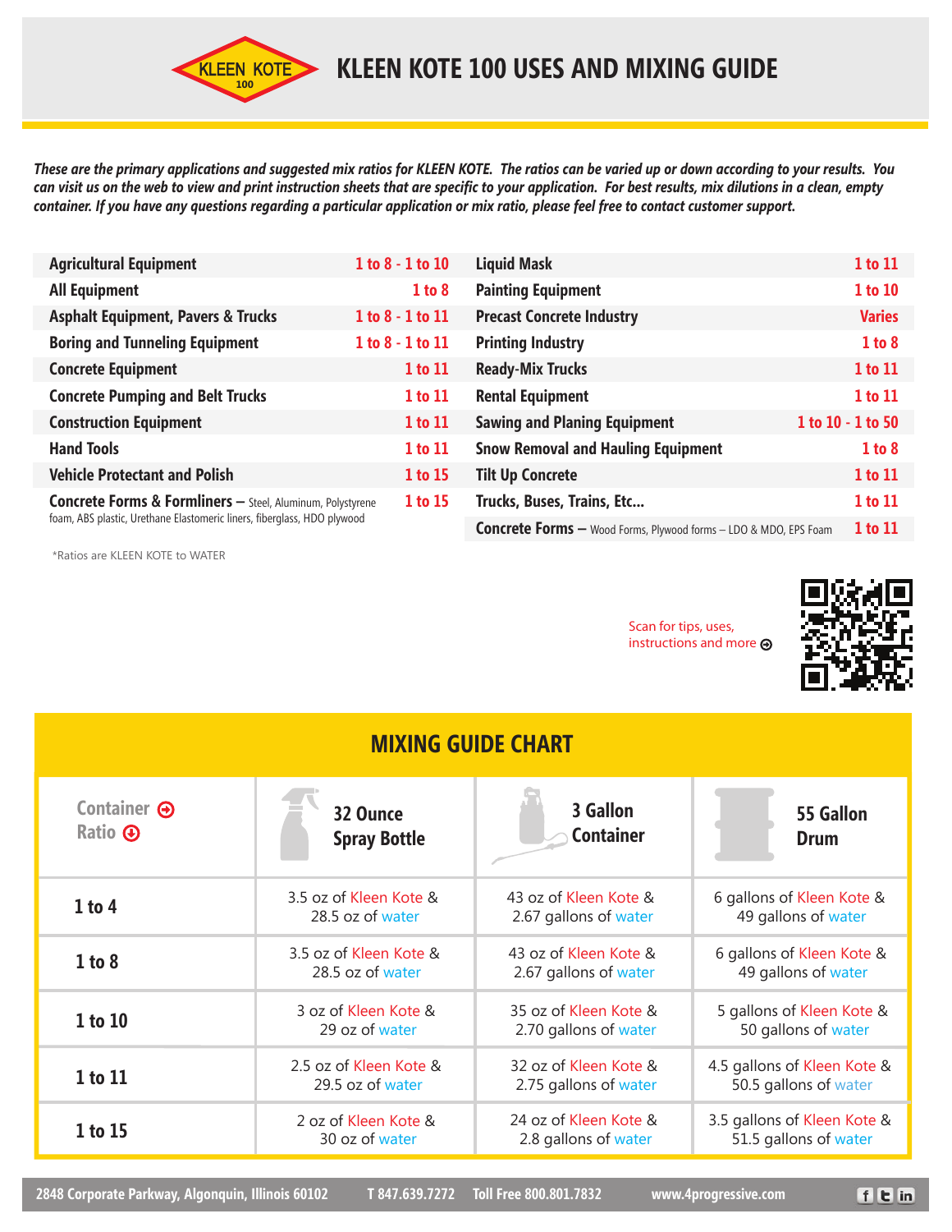# KLEEN KOTE 100 USES AND MIXING GUIDE

***These are the primary applications and suggested mix ratios for KLEEN KOTE. The ratios can be varied up or down according to your results. You can visit us on the web to view and print instruction sheets that are specific to your application. For best results, mix dilutions in a clean, empty container. If you have any questions regarding a particular application or mix ratio, please feel free to contact customer support.***

| | |
|---|---|
| **Agricultural Equipment** | 1 to 8 - 1 to 10 |
| **All Equipment** | 1 to 8 |
| **Asphalt Equipment, Pavers & Trucks** | 1 to 8 - 1 to 11 |
| **Boring and Tunneling Equipment** | 1 to 8 - 1 to 11 |
| **Concrete Equipment** | 1 to 11 |
| **Concrete Pumping and Belt Trucks** | 1 to 11 |
| **Construction Equipment** | 1 to 11 |
| **Hand Tools** | 1 to 11 |
| **Vehicle Protectant and Polish** | 1 to 15 |
| **Concrete Forms & Formliners –** Steel, Aluminum, Polystyrene foam, ABS plastic, Urethane Elastomeric liners, fiberglass, HDO plywood | 1 to 15 |
| **Liquid Mask** | 1 to 11 |
| **Painting Equipment** | 1 to 10 |
| **Precast Concrete Industry** | Varies |
| **Printing Industry** | 1 to 8 |
| **Ready-Mix Trucks** | 1 to 11 |
| **Rental Equipment** | 1 to 11 |
| **Sawing and Planing Equipment** | 1 to 10 - 1 to 50 |
| **Snow Removal and Hauling Equipment** | 1 to 8 |
| **Tilt Up Concrete** | 1 to 11 |
| **Trucks, Buses, Trains, Etc...** | 1 to 11 |
| **Concrete Forms –** Wood Forms, Plywood forms – LDO & MDO, EPS Foam | 1 to 11 |

*Ratios are KLEEN KOTE to WATER

Scan for tips, uses, instructions and more

## MIXING GUIDE CHART

| Container / Ratio | 32 Ounce Spray Bottle | 3 Gallon Container | 55 Gallon Drum |
|---|---|---|---|
| **1 to 4** | 3.5 oz of Kleen Kote & 28.5 oz of water | 43 oz of Kleen Kote & 2.67 gallons of water | 6 gallons of Kleen Kote & 49 gallons of water |
| **1 to 8** | 3.5 oz of Kleen Kote & 28.5 oz of water | 43 oz of Kleen Kote & 2.67 gallons of water | 6 gallons of Kleen Kote & 49 gallons of water |
| **1 to 10** | 3 oz of Kleen Kote & 29 oz of water | 35 oz of Kleen Kote & 2.70 gallons of water | 5 gallons of Kleen Kote & 50 gallons of water |
| **1 to 11** | 2.5 oz of Kleen Kote & 29.5 oz of water | 32 oz of Kleen Kote & 2.75 gallons of water | 4.5 gallons of Kleen Kote & 50.5 gallons of water |
| **1 to 15** | 2 oz of Kleen Kote & 30 oz of water | 24 oz of Kleen Kote & 2.8 gallons of water | 3.5 gallons of Kleen Kote & 51.5 gallons of water |

2848 Corporate Parkway, Algonquin, Illinois 60102 T 847.639.7272 Toll Free 800.801.7832 www.4progressive.com